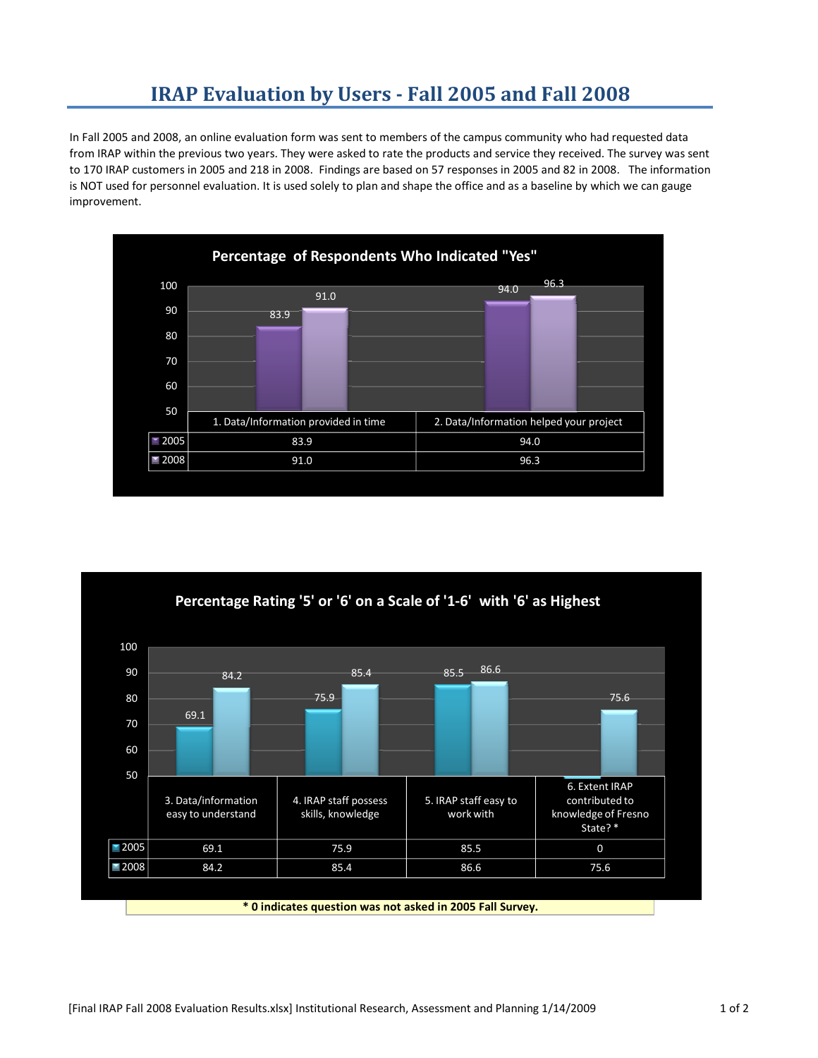# IRAP Evaluation by Users - Fall 2005 and Fall 2008

In Fall 2005 and 2008, an online evaluation form was sent to members of the campus community who had requested data from IRAP within the previous two years. They were asked to rate the products and service they received. The survey was sent to 170 IRAP customers in 2005 and 218 in 2008. Findings are based on 57 responses in 2005 and 82 in 2008. The information is NOT used for personnel evaluation. It is used solely to plan and shape the office and as a baseline by which we can gauge improvement.

**Percentage of Respondents Who Indicated "Yes"**

| | 1. Data/Information provided in time | 2. Data/Information helped your project |
|---|---|---|
| 2005 | 83.9 | 94.0 |
| 2008 | 91.0 | 96.3 |

**Percentage Rating '5' or '6' on a Scale of '1-6' with '6' as Highest**

| | 3. Data/information easy to understand | 4. IRAP staff possess skills, knowledge | 5. IRAP staff easy to work with | 6. Extent IRAP contributed to knowledge of Fresno State? * |
|---|---|---|---|---|
| 2005 | 69.1 | 75.9 | 85.5 | 0 |
| 2008 | 84.2 | 85.4 | 86.6 | 75.6 |

**\* 0 indicates question was not asked in 2005 Fall Survey.**

[Final IRAP Fall 2008 Evaluation Results.xlsx] Institutional Research, Assessment and Planning 1/14/2009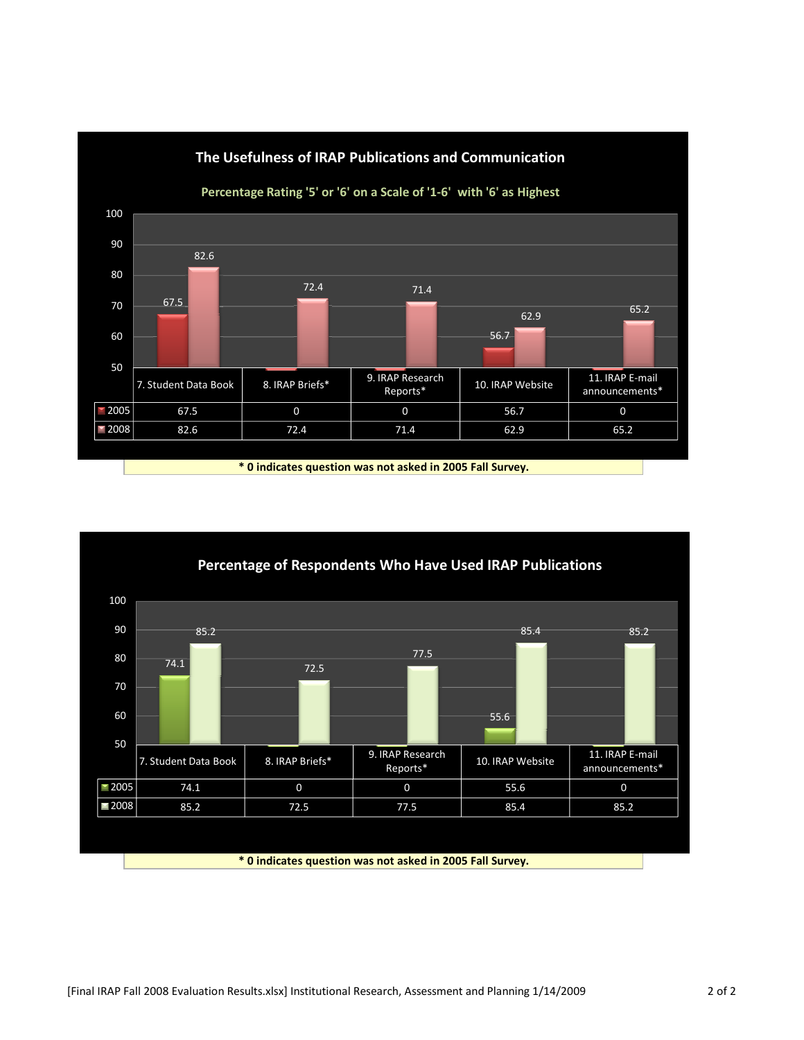**The Usefulness of IRAP Publications and Communication**

Percentage Rating '5' or '6' on a Scale of '1-6' with '6' as Highest

100
90
80
70
60
50

82.6
67.5
72.4
71.4
62.9
56.7
65.2

| | 7. Student Data Book | 8. IRAP Briefs* | 9. IRAP Research Reports* | 10. IRAP Website | 11. IRAP E-mail announcements* |
|---|---|---|---|---|---|
| 2005 | 67.5 | 0 | 0 | 56.7 | 0 |
| 2008 | 82.6 | 72.4 | 71.4 | 62.9 | 65.2 |

**\* 0 indicates question was not asked in 2005 Fall Survey.**

**Percentage of Respondents Who Have Used IRAP Publications**

100
90
80
70
60
50

85.2
74.1
72.5
77.5
85.4
55.6
85.2

| | 7. Student Data Book | 8. IRAP Briefs* | 9. IRAP Research Reports* | 10. IRAP Website | 11. IRAP E-mail announcements* |
|---|---|---|---|---|---|
| 2005 | 74.1 | 0 | 0 | 55.6 | 0 |
| 2008 | 85.2 | 72.5 | 77.5 | 85.4 | 85.2 |

**\* 0 indicates question was not asked in 2005 Fall Survey.**